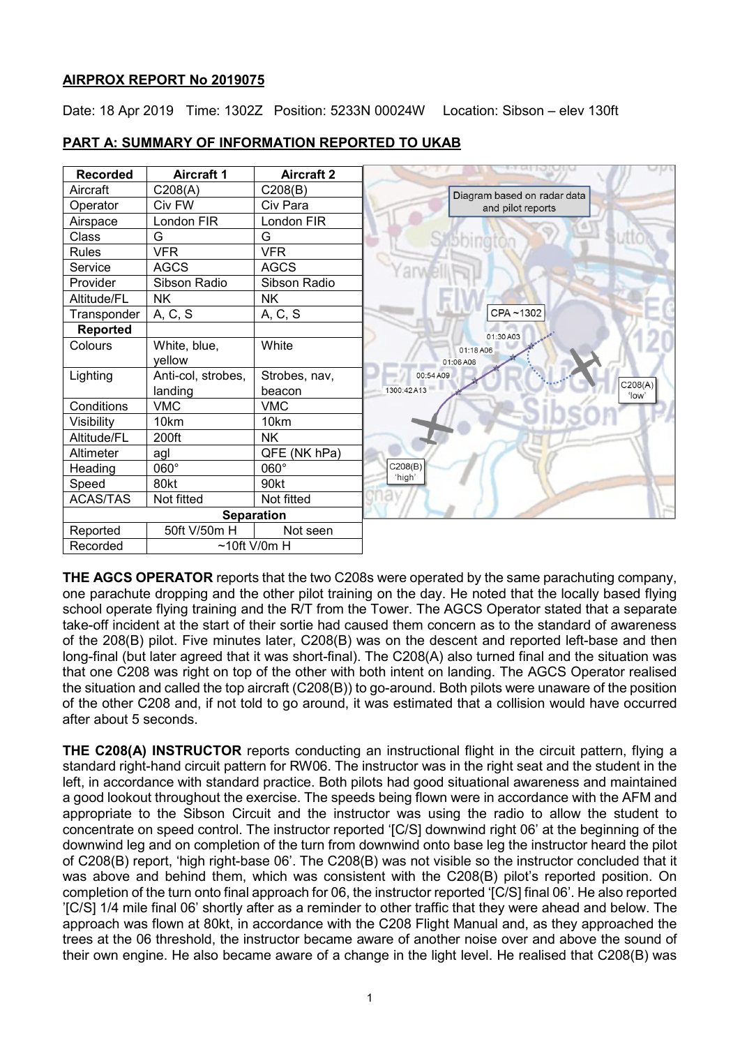**AIRPROX REPORT No 2019075**

Date: 18 Apr 2019 Time: 1302Z Position: 5233N 00024W Location: Sibson – elev 130ft

**PART A: SUMMARY OF INFORMATION REPORTED TO UKAB**

| Recorded | Aircraft 1 | Aircraft 2 |
|---|---|---|
| Aircraft | C208(A) | C208(B) |
| Operator | Civ FW | Civ Para |
| Airspace | London FIR | London FIR |
| Class | G | G |
| Rules | VFR | VFR |
| Service | AGCS | AGCS |
| Provider | Sibson Radio | Sibson Radio |
| Altitude/FL | NK | NK |
| Transponder | A, C, S | A, C, S |
| **Reported** | | |
| Colours | White, blue, yellow | White |
| Lighting | Anti-col, strobes, landing | Strobes, nav, beacon |
| Conditions | VMC | VMC |
| Visibility | 10km | 10km |
| Altitude/FL | 200ft | NK |
| Altimeter | agl | QFE (NK hPa) |
| Heading | 060° | 060° |
| Speed | 80kt | 90kt |
| ACAS/TAS | Not fitted | Not fitted |
| **Separation** | | |
| Reported | 50ft V/50m H | Not seen |
| Recorded | ~10ft V/0m H | |

Diagram based on radar data and pilot reports

**THE AGCS OPERATOR** reports that the two C208s were operated by the same parachuting company, one parachute dropping and the other pilot training on the day. He noted that the locally based flying school operate flying training and the R/T from the Tower. The AGCS Operator stated that a separate take-off incident at the start of their sortie had caused them concern as to the standard of awareness of the 208(B) pilot. Five minutes later, C208(B) was on the descent and reported left-base and then long-final (but later agreed that it was short-final). The C208(A) also turned final and the situation was that one C208 was right on top of the other with both intent on landing. The AGCS Operator realised the situation and called the top aircraft (C208(B)) to go-around. Both pilots were unaware of the position of the other C208 and, if not told to go around, it was estimated that a collision would have occurred after about 5 seconds.

**THE C208(A) INSTRUCTOR** reports conducting an instructional flight in the circuit pattern, flying a standard right-hand circuit pattern for RW06. The instructor was in the right seat and the student in the left, in accordance with standard practice. Both pilots had good situational awareness and maintained a good lookout throughout the exercise. The speeds being flown were in accordance with the AFM and appropriate to the Sibson Circuit and the instructor was using the radio to allow the student to concentrate on speed control. The instructor reported '[C/S] downwind right 06' at the beginning of the downwind leg and on completion of the turn from downwind onto base leg the instructor heard the pilot of C208(B) report, 'high right-base 06'. The C208(B) was not visible so the instructor concluded that it was above and behind them, which was consistent with the C208(B) pilot's reported position. On completion of the turn onto final approach for 06, the instructor reported '[C/S] final 06'. He also reported '[C/S] 1/4 mile final 06' shortly after as a reminder to other traffic that they were ahead and below. The approach was flown at 80kt, in accordance with the C208 Flight Manual and, as they approached the trees at the 06 threshold, the instructor became aware of another noise over and above the sound of their own engine. He also became aware of a change in the light level. He realised that C208(B) was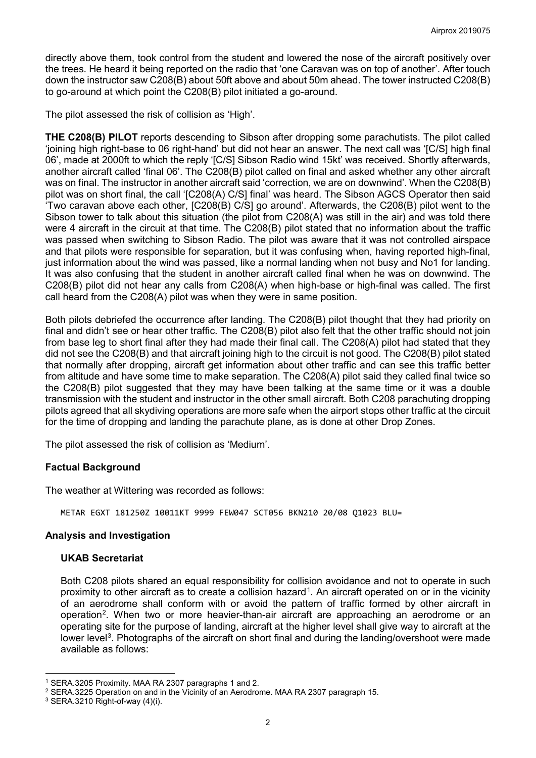directly above them, took control from the student and lowered the nose of the aircraft positively over the trees. He heard it being reported on the radio that 'one Caravan was on top of another'. After touch down the instructor saw C208(B) about 50ft above and about 50m ahead. The tower instructed C208(B) to go-around at which point the C208(B) pilot initiated a go-around.

The pilot assessed the risk of collision as 'High'.

**THE C208(B) PILOT** reports descending to Sibson after dropping some parachutists. The pilot called 'joining high right-base to 06 right-hand' but did not hear an answer. The next call was '[C/S] high final 06', made at 2000ft to which the reply '[C/S] Sibson Radio wind 15kt' was received. Shortly afterwards, another aircraft called 'final 06'. The C208(B) pilot called on final and asked whether any other aircraft was on final. The instructor in another aircraft said 'correction, we are on downwind'. When the C208(B) pilot was on short final, the call '[C208(A) C/S] final' was heard. The Sibson AGCS Operator then said 'Two caravan above each other, [C208(B) C/S] go around'. Afterwards, the C208(B) pilot went to the Sibson tower to talk about this situation (the pilot from C208(A) was still in the air) and was told there were 4 aircraft in the circuit at that time. The C208(B) pilot stated that no information about the traffic was passed when switching to Sibson Radio. The pilot was aware that it was not controlled airspace and that pilots were responsible for separation, but it was confusing when, having reported high-final, just information about the wind was passed, like a normal landing when not busy and No1 for landing. It was also confusing that the student in another aircraft called final when he was on downwind. The C208(B) pilot did not hear any calls from C208(A) when high-base or high-final was called. The first call heard from the C208(A) pilot was when they were in same position.

Both pilots debriefed the occurrence after landing. The C208(B) pilot thought that they had priority on final and didn't see or hear other traffic. The C208(B) pilot also felt that the other traffic should not join from base leg to short final after they had made their final call. The C208(A) pilot had stated that they did not see the C208(B) and that aircraft joining high to the circuit is not good. The C208(B) pilot stated that normally after dropping, aircraft get information about other traffic and can see this traffic better from altitude and have some time to make separation. The C208(A) pilot said they called final twice so the C208(B) pilot suggested that they may have been talking at the same time or it was a double transmission with the student and instructor in the other small aircraft. Both C208 parachuting dropping pilots agreed that all skydiving operations are more safe when the airport stops other traffic at the circuit for the time of dropping and landing the parachute plane, as is done at other Drop Zones.

The pilot assessed the risk of collision as 'Medium'.

## Factual Background

The weather at Wittering was recorded as follows:

```
METAR EGXT 181250Z 10011KT 9999 FEW047 SCT056 BKN210 20/08 Q1023 BLU=
```

## Analysis and Investigation

### UKAB Secretariat

Both C208 pilots shared an equal responsibility for collision avoidance and not to operate in such proximity to other aircraft as to create a collision hazard[1]. An aircraft operated on or in the vicinity of an aerodrome shall conform with or avoid the pattern of traffic formed by other aircraft in operation[2]. When two or more heavier-than-air aircraft are approaching an aerodrome or an operating site for the purpose of landing, aircraft at the higher level shall give way to aircraft at the lower level[3]. Photographs of the aircraft on short final and during the landing/overshoot were made available as follows:

---

[1] SERA.3205 Proximity. MAA RA 2307 paragraphs 1 and 2.

[2] SERA.3225 Operation on and in the Vicinity of an Aerodrome. MAA RA 2307 paragraph 15.

[3] SERA.3210 Right-of-way (4)(i).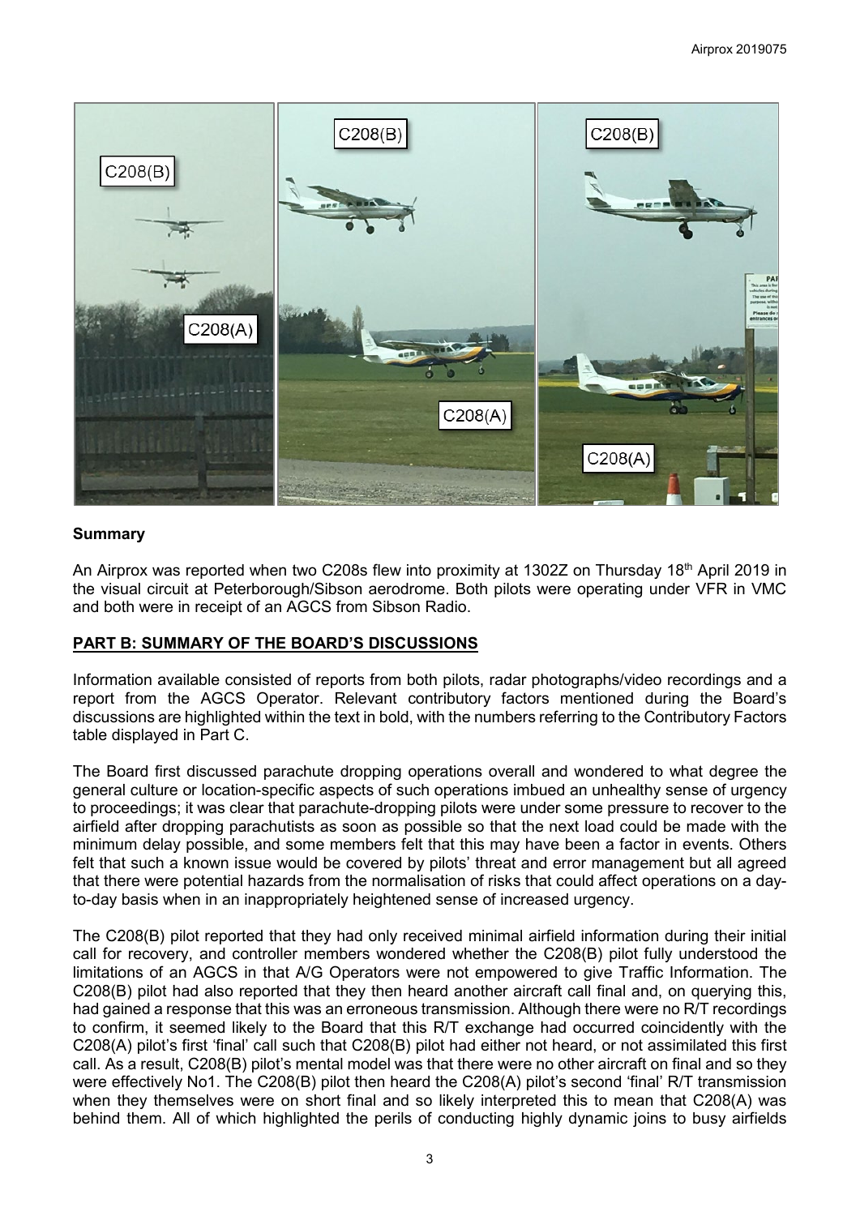## Summary

An Airprox was reported when two C208s flew into proximity at 1302Z on Thursday 18th April 2019 in the visual circuit at Peterborough/Sibson aerodrome. Both pilots were operating under VFR in VMC and both were in receipt of an AGCS from Sibson Radio.

## PART B: SUMMARY OF THE BOARD'S DISCUSSIONS

Information available consisted of reports from both pilots, radar photographs/video recordings and a report from the AGCS Operator. Relevant contributory factors mentioned during the Board's discussions are highlighted within the text in bold, with the numbers referring to the Contributory Factors table displayed in Part C.

The Board first discussed parachute dropping operations overall and wondered to what degree the general culture or location-specific aspects of such operations imbued an unhealthy sense of urgency to proceedings; it was clear that parachute-dropping pilots were under some pressure to recover to the airfield after dropping parachutists as soon as possible so that the next load could be made with the minimum delay possible, and some members felt that this may have been a factor in events. Others felt that such a known issue would be covered by pilots' threat and error management but all agreed that there were potential hazards from the normalisation of risks that could affect operations on a day-to-day basis when in an inappropriately heightened sense of increased urgency.

The C208(B) pilot reported that they had only received minimal airfield information during their initial call for recovery, and controller members wondered whether the C208(B) pilot fully understood the limitations of an AGCS in that A/G Operators were not empowered to give Traffic Information. The C208(B) pilot had also reported that they then heard another aircraft call final and, on querying this, had gained a response that this was an erroneous transmission. Although there were no R/T recordings to confirm, it seemed likely to the Board that this R/T exchange had occurred coincidentally with the C208(A) pilot's first 'final' call such that C208(B) pilot had either not heard, or not assimilated this first call. As a result, C208(B) pilot's mental model was that there were no other aircraft on final and so they were effectively No1. The C208(B) pilot then heard the C208(A) pilot's second 'final' R/T transmission when they themselves were on short final and so likely interpreted this to mean that C208(A) was behind them. All of which highlighted the perils of conducting highly dynamic joins to busy airfields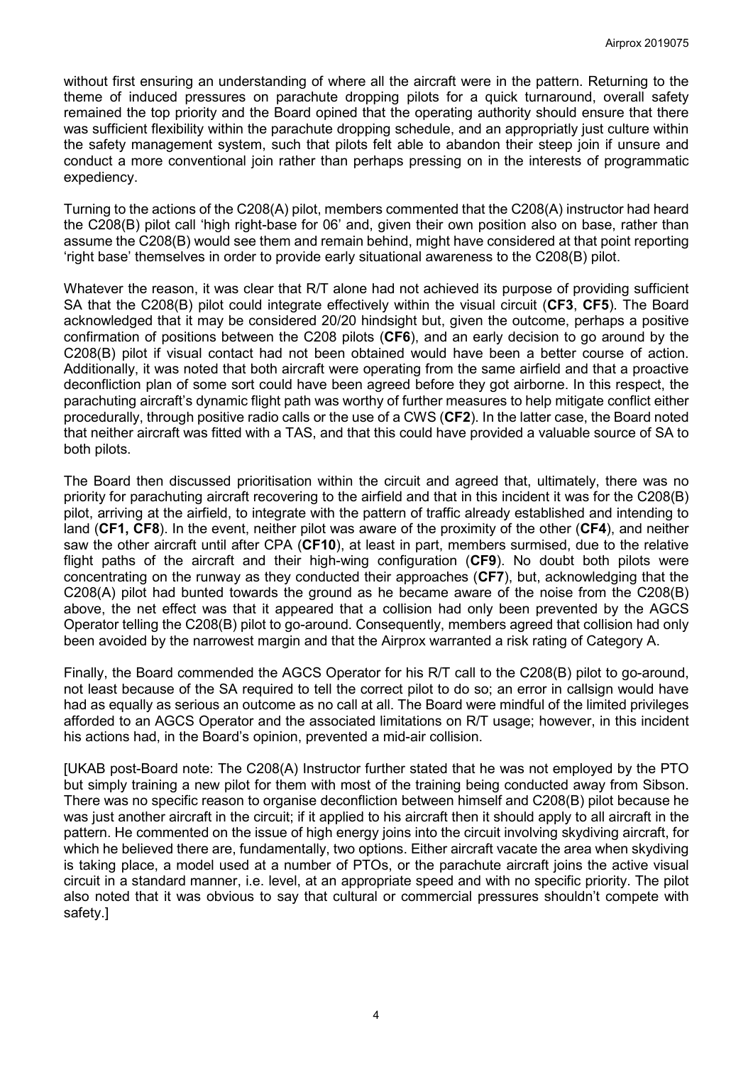without first ensuring an understanding of where all the aircraft were in the pattern. Returning to the theme of induced pressures on parachute dropping pilots for a quick turnaround, overall safety remained the top priority and the Board opined that the operating authority should ensure that there was sufficient flexibility within the parachute dropping schedule, and an appropriatly just culture within the safety management system, such that pilots felt able to abandon their steep join if unsure and conduct a more conventional join rather than perhaps pressing on in the interests of programmatic expediency.

Turning to the actions of the C208(A) pilot, members commented that the C208(A) instructor had heard the C208(B) pilot call 'high right-base for 06' and, given their own position also on base, rather than assume the C208(B) would see them and remain behind, might have considered at that point reporting 'right base' themselves in order to provide early situational awareness to the C208(B) pilot.

Whatever the reason, it was clear that R/T alone had not achieved its purpose of providing sufficient SA that the C208(B) pilot could integrate effectively within the visual circuit (**CF3**, **CF5**). The Board acknowledged that it may be considered 20/20 hindsight but, given the outcome, perhaps a positive confirmation of positions between the C208 pilots (**CF6**), and an early decision to go around by the C208(B) pilot if visual contact had not been obtained would have been a better course of action. Additionally, it was noted that both aircraft were operating from the same airfield and that a proactive deconfliction plan of some sort could have been agreed before they got airborne. In this respect, the parachuting aircraft's dynamic flight path was worthy of further measures to help mitigate conflict either procedurally, through positive radio calls or the use of a CWS (**CF2**). In the latter case, the Board noted that neither aircraft was fitted with a TAS, and that this could have provided a valuable source of SA to both pilots.

The Board then discussed prioritisation within the circuit and agreed that, ultimately, there was no priority for parachuting aircraft recovering to the airfield and that in this incident it was for the C208(B) pilot, arriving at the airfield, to integrate with the pattern of traffic already established and intending to land (**CF1, CF8**). In the event, neither pilot was aware of the proximity of the other (**CF4**), and neither saw the other aircraft until after CPA (**CF10**), at least in part, members surmised, due to the relative flight paths of the aircraft and their high-wing configuration (**CF9**). No doubt both pilots were concentrating on the runway as they conducted their approaches (**CF7**), but, acknowledging that the C208(A) pilot had bunted towards the ground as he became aware of the noise from the C208(B) above, the net effect was that it appeared that a collision had only been prevented by the AGCS Operator telling the C208(B) pilot to go-around. Consequently, members agreed that collision had only been avoided by the narrowest margin and that the Airprox warranted a risk rating of Category A.

Finally, the Board commended the AGCS Operator for his R/T call to the C208(B) pilot to go-around, not least because of the SA required to tell the correct pilot to do so; an error in callsign would have had as equally as serious an outcome as no call at all. The Board were mindful of the limited privileges afforded to an AGCS Operator and the associated limitations on R/T usage; however, in this incident his actions had, in the Board's opinion, prevented a mid-air collision.

[UKAB post-Board note: The C208(A) Instructor further stated that he was not employed by the PTO but simply training a new pilot for them with most of the training being conducted away from Sibson. There was no specific reason to organise deconfliction between himself and C208(B) pilot because he was just another aircraft in the circuit; if it applied to his aircraft then it should apply to all aircraft in the pattern. He commented on the issue of high energy joins into the circuit involving skydiving aircraft, for which he believed there are, fundamentally, two options. Either aircraft vacate the area when skydiving is taking place, a model used at a number of PTOs, or the parachute aircraft joins the active visual circuit in a standard manner, i.e. level, at an appropriate speed and with no specific priority. The pilot also noted that it was obvious to say that cultural or commercial pressures shouldn't compete with safety.]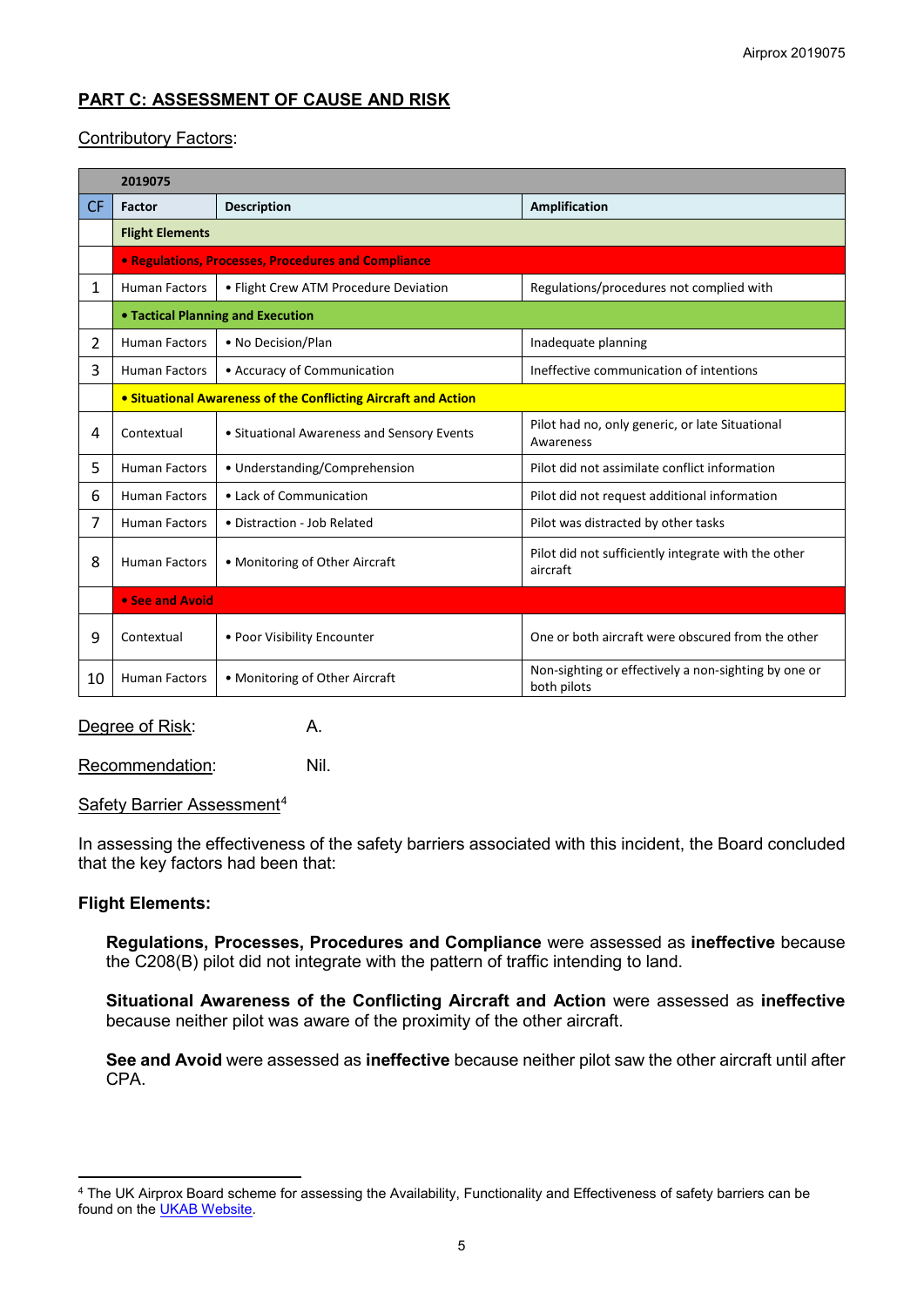## PART C: ASSESSMENT OF CAUSE AND RISK

Contributory Factors:

| CF | Factor | Description | Amplification |
|---|---|---|---|
| | **2019075** | | |
| | **Flight Elements** | | |
| | **• Regulations, Processes, Procedures and Compliance** | | |
| 1 | Human Factors | • Flight Crew ATM Procedure Deviation | Regulations/procedures not complied with |
| | **• Tactical Planning and Execution** | | |
| 2 | Human Factors | • No Decision/Plan | Inadequate planning |
| 3 | Human Factors | • Accuracy of Communication | Ineffective communication of intentions |
| | **• Situational Awareness of the Conflicting Aircraft and Action** | | |
| 4 | Contextual | • Situational Awareness and Sensory Events | Pilot had no, only generic, or late Situational Awareness |
| 5 | Human Factors | • Understanding/Comprehension | Pilot did not assimilate conflict information |
| 6 | Human Factors | • Lack of Communication | Pilot did not request additional information |
| 7 | Human Factors | • Distraction - Job Related | Pilot was distracted by other tasks |
| 8 | Human Factors | • Monitoring of Other Aircraft | Pilot did not sufficiently integrate with the other aircraft |
| | **• See and Avoid** | | |
| 9 | Contextual | • Poor Visibility Encounter | One or both aircraft were obscured from the other |
| 10 | Human Factors | • Monitoring of Other Aircraft | Non-sighting or effectively a non-sighting by one or both pilots |

Degree of Risk: A.

Recommendation: Nil.

Safety Barrier Assessment[4]

In assessing the effectiveness of the safety barriers associated with this incident, the Board concluded that the key factors had been that:

**Flight Elements:**

**Regulations, Processes, Procedures and Compliance** were assessed as **ineffective** because the C208(B) pilot did not integrate with the pattern of traffic intending to land.

**Situational Awareness of the Conflicting Aircraft and Action** were assessed as **ineffective** because neither pilot was aware of the proximity of the other aircraft.

**See and Avoid** were assessed as **ineffective** because neither pilot saw the other aircraft until after CPA.

[4] The UK Airprox Board scheme for assessing the Availability, Functionality and Effectiveness of safety barriers can be found on the UKAB Website.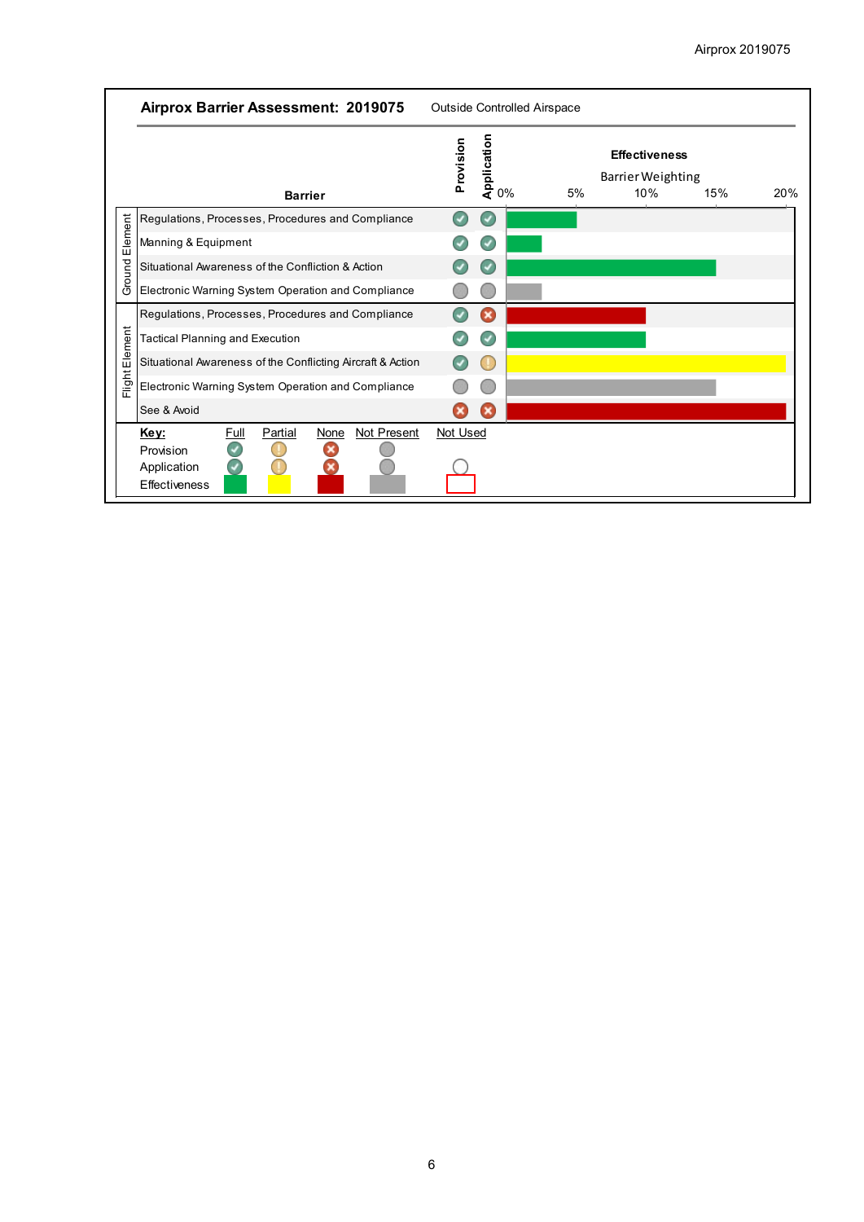**Airprox Barrier Assessment: 2019075** Outside Controlled Airspace

Barrier

Provision

Application

Effectiveness

Barrier Weighting

0% 5% 10% 15% 20%

Ground Element

Regulations, Processes, Procedures and Compliance

Manning & Equipment

Situational Awareness of the Confliction & Action

Electronic Warning System Operation and Compliance

Flight Element

Regulations, Processes, Procedures and Compliance

Tactical Planning and Execution

Situational Awareness of the Conflicting Aircraft & Action

Electronic Warning System Operation and Compliance

See & Avoid

**Key:** Full Partial None Not Present Not Used

Provision

Application

Effectiveness